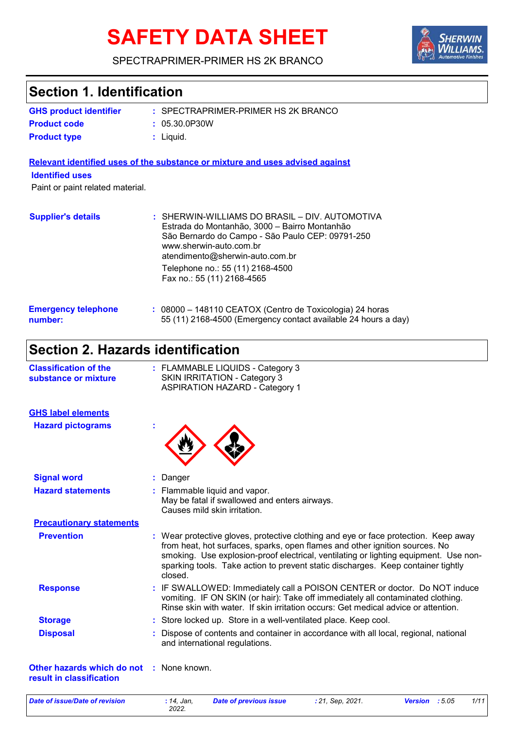# SAFETY DATA SHEET

SPECTRAPRIMER-PRIMER HS 2K BRANCO

## Section 1. Identification

| | | |
|---|---|---|
| **GHS product identifier** | : | SPECTRAPRIMER-PRIMER HS 2K BRANCO |
| **Product code** | : | 05.30.0P30W |
| **Product type** | : | Liquid. |

**Relevant identified uses of the substance or mixture and uses advised against**

**Identified uses**

Paint or paint related material.

**Supplier's details** : SHERWIN-WILLIAMS DO BRASIL – DIV. AUTOMOTIVA
Estrada do Montanhão, 3000 – Bairro Montanhão
São Bernardo do Campo - São Paulo CEP: 09791-250
www.sherwin-auto.com.br
atendimento@sherwin-auto.com.br
Telephone no.: 55 (11) 2168-4500
Fax no.: 55 (11) 2168-4565

**Emergency telephone number:** : 08000 – 148110 CEATOX (Centro de Toxicologia) 24 horas
55 (11) 2168-4500 (Emergency contact available 24 hours a day)

## Section 2. Hazards identification

**Classification of the substance or mixture** : FLAMMABLE LIQUIDS - Category 3
SKIN IRRITATION - Category 3
ASPIRATION HAZARD - Category 1

**GHS label elements**

**Hazard pictograms** :

**Signal word** : Danger

**Hazard statements** : Flammable liquid and vapor.
May be fatal if swallowed and enters airways.
Causes mild skin irritation.

**Precautionary statements**

**Prevention** : Wear protective gloves, protective clothing and eye or face protection. Keep away from heat, hot surfaces, sparks, open flames and other ignition sources. No smoking. Use explosion-proof electrical, ventilating or lighting equipment. Use non-sparking tools. Take action to prevent static discharges. Keep container tightly closed.

**Response** : IF SWALLOWED: Immediately call a POISON CENTER or doctor. Do NOT induce vomiting. IF ON SKIN (or hair): Take off immediately all contaminated clothing. Rinse skin with water. If skin irritation occurs: Get medical advice or attention.

**Storage** : Store locked up. Store in a well-ventilated place. Keep cool.

**Disposal** : Dispose of contents and container in accordance with all local, regional, national and international regulations.

**Other hazards which do not result in classification** : None known.

*Date of issue/Date of revision* : 14, Jan, 2022. *Date of previous issue* : 21, Sep, 2021. *Version* : 5.05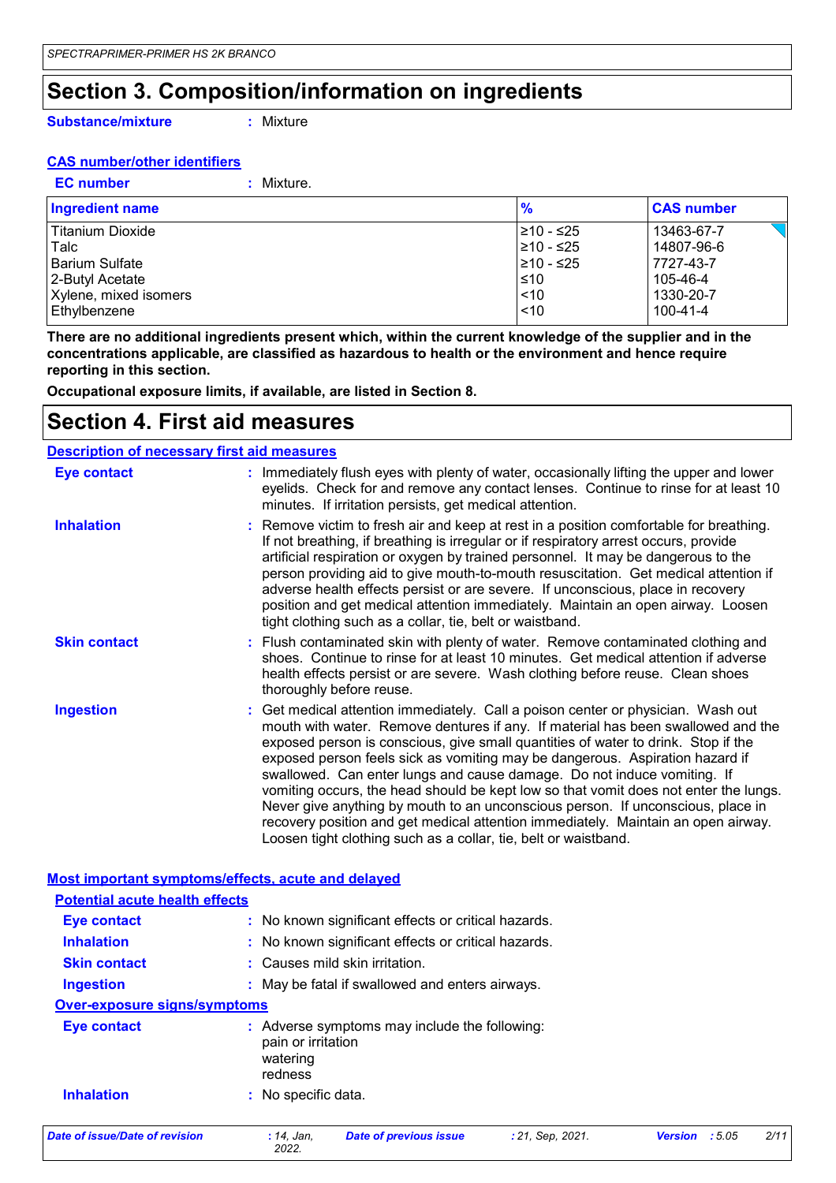# Section 3. Composition/information on ingredients

**Substance/mixture** : Mixture

**CAS number/other identifiers**

**EC number** : Mixture.

| Ingredient name | % | CAS number |
| --- | --- | --- |
| Titanium Dioxide | ≥10 - ≤25 | 13463-67-7 |
| Talc | ≥10 - ≤25 | 14807-96-6 |
| Barium Sulfate | ≥10 - ≤25 | 7727-43-7 |
| 2-Butyl Acetate | ≤10 | 105-46-4 |
| Xylene, mixed isomers | <10 | 1330-20-7 |
| Ethylbenzene | <10 | 100-41-4 |

**There are no additional ingredients present which, within the current knowledge of the supplier and in the concentrations applicable, are classified as hazardous to health or the environment and hence require reporting in this section.**

**Occupational exposure limits, if available, are listed in Section 8.**

# Section 4. First aid measures

**Description of necessary first aid measures**

**Eye contact** : Immediately flush eyes with plenty of water, occasionally lifting the upper and lower eyelids. Check for and remove any contact lenses. Continue to rinse for at least 10 minutes. If irritation persists, get medical attention.

**Inhalation** : Remove victim to fresh air and keep at rest in a position comfortable for breathing. If not breathing, if breathing is irregular or if respiratory arrest occurs, provide artificial respiration or oxygen by trained personnel. It may be dangerous to the person providing aid to give mouth-to-mouth resuscitation. Get medical attention if adverse health effects persist or are severe. If unconscious, place in recovery position and get medical attention immediately. Maintain an open airway. Loosen tight clothing such as a collar, tie, belt or waistband.

**Skin contact** : Flush contaminated skin with plenty of water. Remove contaminated clothing and shoes. Continue to rinse for at least 10 minutes. Get medical attention if adverse health effects persist or are severe. Wash clothing before reuse. Clean shoes thoroughly before reuse.

**Ingestion** : Get medical attention immediately. Call a poison center or physician. Wash out mouth with water. Remove dentures if any. If material has been swallowed and the exposed person is conscious, give small quantities of water to drink. Stop if the exposed person feels sick as vomiting may be dangerous. Aspiration hazard if swallowed. Can enter lungs and cause damage. Do not induce vomiting. If vomiting occurs, the head should be kept low so that vomit does not enter the lungs. Never give anything by mouth to an unconscious person. If unconscious, place in recovery position and get medical attention immediately. Maintain an open airway. Loosen tight clothing such as a collar, tie, belt or waistband.

**Most important symptoms/effects, acute and delayed**

**Potential acute health effects**

**Eye contact** : No known significant effects or critical hazards.

**Inhalation** : No known significant effects or critical hazards.

**Skin contact** : Causes mild skin irritation.

**Ingestion** : May be fatal if swallowed and enters airways.

**Over-exposure signs/symptoms**

**Eye contact** : Adverse symptoms may include the following:
pain or irritation
watering
redness

**Inhalation** : No specific data.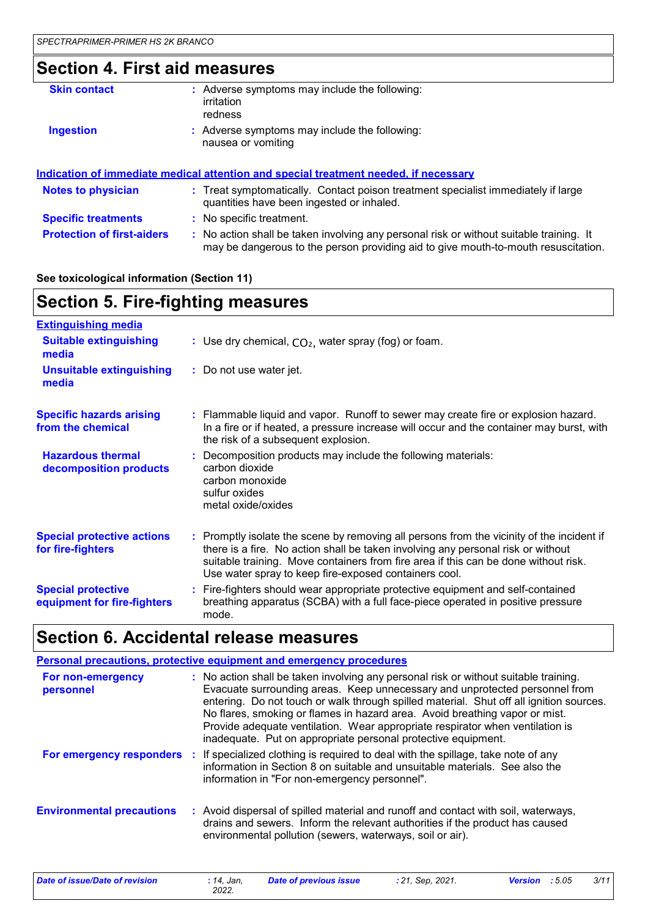## Section 4. First aid measures

**Skin contact** : Adverse symptoms may include the following:
irritation
redness

**Ingestion** : Adverse symptoms may include the following:
nausea or vomiting

### Indication of immediate medical attention and special treatment needed, if necessary

**Notes to physician** : Treat symptomatically. Contact poison treatment specialist immediately if large quantities have been ingested or inhaled.

**Specific treatments** : No specific treatment.

**Protection of first-aiders** : No action shall be taken involving any personal risk or without suitable training. It may be dangerous to the person providing aid to give mouth-to-mouth resuscitation.

**See toxicological information (Section 11)**

## Section 5. Fire-fighting measures

### Extinguishing media

**Suitable extinguishing media** : Use dry chemical, $CO_2$, water spray (fog) or foam.

**Unsuitable extinguishing media** : Do not use water jet.

**Specific hazards arising from the chemical** : Flammable liquid and vapor. Runoff to sewer may create fire or explosion hazard. In a fire or if heated, a pressure increase will occur and the container may burst, with the risk of a subsequent explosion.

**Hazardous thermal decomposition products** : Decomposition products may include the following materials:
carbon dioxide
carbon monoxide
sulfur oxides
metal oxide/oxides

**Special protective actions for fire-fighters** : Promptly isolate the scene by removing all persons from the vicinity of the incident if there is a fire. No action shall be taken involving any personal risk or without suitable training. Move containers from fire area if this can be done without risk. Use water spray to keep fire-exposed containers cool.

**Special protective equipment for fire-fighters** : Fire-fighters should wear appropriate protective equipment and self-contained breathing apparatus (SCBA) with a full face-piece operated in positive pressure mode.

## Section 6. Accidental release measures

### Personal precautions, protective equipment and emergency procedures

**For non-emergency personnel** : No action shall be taken involving any personal risk or without suitable training. Evacuate surrounding areas. Keep unnecessary and unprotected personnel from entering. Do not touch or walk through spilled material. Shut off all ignition sources. No flares, smoking or flames in hazard area. Avoid breathing vapor or mist. Provide adequate ventilation. Wear appropriate respirator when ventilation is inadequate. Put on appropriate personal protective equipment.

**For emergency responders** : If specialized clothing is required to deal with the spillage, take note of any information in Section 8 on suitable and unsuitable materials. See also the information in "For non-emergency personnel".

**Environmental precautions** : Avoid dispersal of spilled material and runoff and contact with soil, waterways, drains and sewers. Inform the relevant authorities if the product has caused environmental pollution (sewers, waterways, soil or air).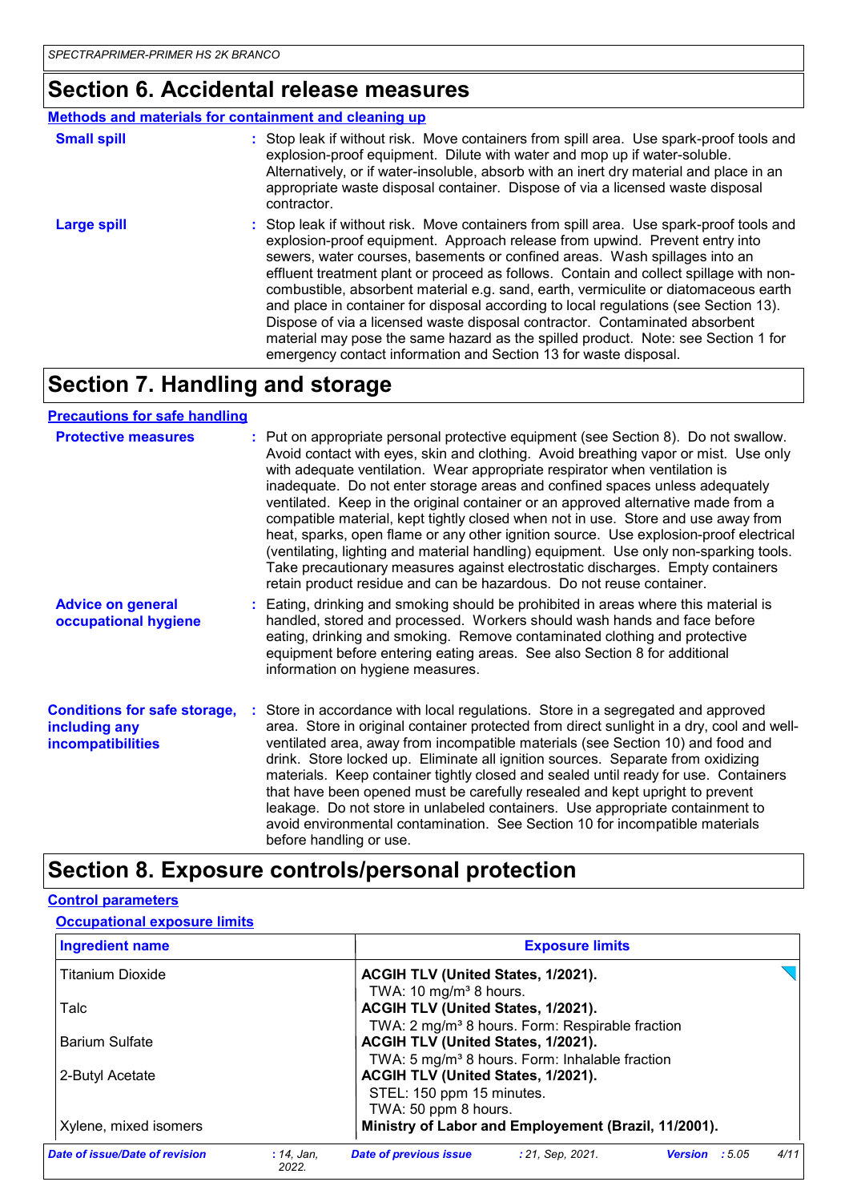# Section 6. Accidental release measures

**Methods and materials for containment and cleaning up**

**Small spill** : Stop leak if without risk. Move containers from spill area. Use spark-proof tools and explosion-proof equipment. Dilute with water and mop up if water-soluble. Alternatively, or if water-insoluble, absorb with an inert dry material and place in an appropriate waste disposal container. Dispose of via a licensed waste disposal contractor.

**Large spill** : Stop leak if without risk. Move containers from spill area. Use spark-proof tools and explosion-proof equipment. Approach release from upwind. Prevent entry into sewers, water courses, basements or confined areas. Wash spillages into an effluent treatment plant or proceed as follows. Contain and collect spillage with non-combustible, absorbent material e.g. sand, earth, vermiculite or diatomaceous earth and place in container for disposal according to local regulations (see Section 13). Dispose of via a licensed waste disposal contractor. Contaminated absorbent material may pose the same hazard as the spilled product. Note: see Section 1 for emergency contact information and Section 13 for waste disposal.

# Section 7. Handling and storage

**Precautions for safe handling**

**Protective measures** : Put on appropriate personal protective equipment (see Section 8). Do not swallow. Avoid contact with eyes, skin and clothing. Avoid breathing vapor or mist. Use only with adequate ventilation. Wear appropriate respirator when ventilation is inadequate. Do not enter storage areas and confined spaces unless adequately ventilated. Keep in the original container or an approved alternative made from a compatible material, kept tightly closed when not in use. Store and use away from heat, sparks, open flame or any other ignition source. Use explosion-proof electrical (ventilating, lighting and material handling) equipment. Use only non-sparking tools. Take precautionary measures against electrostatic discharges. Empty containers retain product residue and can be hazardous. Do not reuse container.

**Advice on general occupational hygiene** : Eating, drinking and smoking should be prohibited in areas where this material is handled, stored and processed. Workers should wash hands and face before eating, drinking and smoking. Remove contaminated clothing and protective equipment before entering eating areas. See also Section 8 for additional information on hygiene measures.

**Conditions for safe storage, including any incompatibilities** : Store in accordance with local regulations. Store in a segregated and approved area. Store in original container protected from direct sunlight in a dry, cool and well-ventilated area, away from incompatible materials (see Section 10) and food and drink. Store locked up. Eliminate all ignition sources. Separate from oxidizing materials. Keep container tightly closed and sealed until ready for use. Containers that have been opened must be carefully resealed and kept upright to prevent leakage. Do not store in unlabeled containers. Use appropriate containment to avoid environmental contamination. See Section 10 for incompatible materials before handling or use.

# Section 8. Exposure controls/personal protection

**Control parameters**

**Occupational exposure limits**

| Ingredient name | Exposure limits |
|---|---|
| Titanium Dioxide | **ACGIH TLV (United States, 1/2021).**<br>TWA: 10 mg/m³ 8 hours. |
| Talc | **ACGIH TLV (United States, 1/2021).**<br>TWA: 2 mg/m³ 8 hours. Form: Respirable fraction |
| Barium Sulfate | **ACGIH TLV (United States, 1/2021).**<br>TWA: 5 mg/m³ 8 hours. Form: Inhalable fraction |
| 2-Butyl Acetate | **ACGIH TLV (United States, 1/2021).**<br>STEL: 150 ppm 15 minutes.<br>TWA: 50 ppm 8 hours. |
| Xylene, mixed isomers | **Ministry of Labor and Employement (Brazil, 11/2001).** |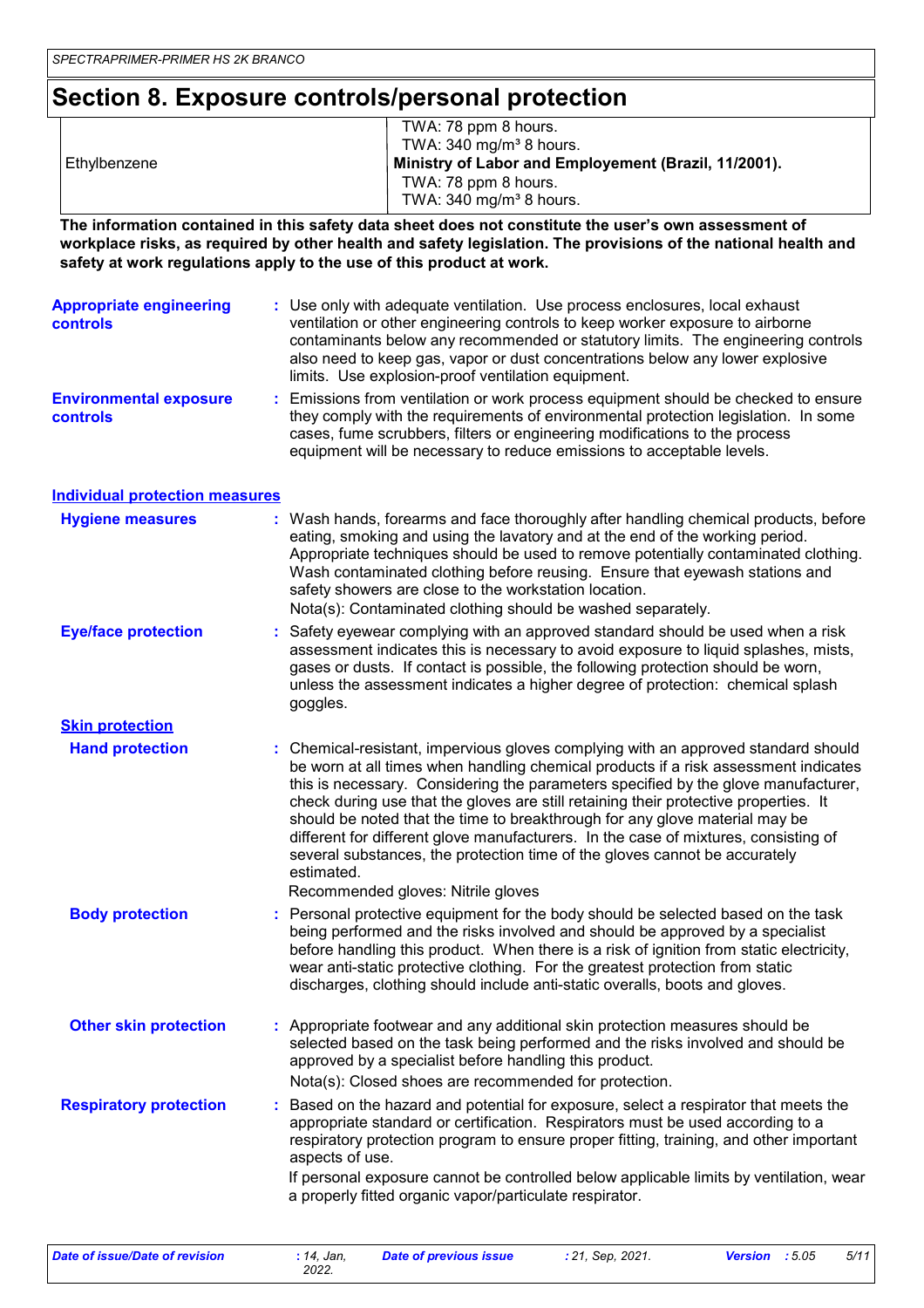# Section 8. Exposure controls/personal protection

| | |
|---|---|
| Ethylbenzene | TWA: 78 ppm 8 hours.<br>TWA: 340 mg/m³ 8 hours.<br>**Ministry of Labor and Employement (Brazil, 11/2001).**<br>TWA: 78 ppm 8 hours.<br>TWA: 340 mg/m³ 8 hours. |

**The information contained in this safety data sheet does not constitute the user's own assessment of workplace risks, as required by other health and safety legislation. The provisions of the national health and safety at work regulations apply to the use of this product at work.**

**Appropriate engineering controls** : Use only with adequate ventilation. Use process enclosures, local exhaust ventilation or other engineering controls to keep worker exposure to airborne contaminants below any recommended or statutory limits. The engineering controls also need to keep gas, vapor or dust concentrations below any lower explosive limits. Use explosion-proof ventilation equipment.

**Environmental exposure controls** : Emissions from ventilation or work process equipment should be checked to ensure they comply with the requirements of environmental protection legislation. In some cases, fume scrubbers, filters or engineering modifications to the process equipment will be necessary to reduce emissions to acceptable levels.

## Individual protection measures

**Hygiene measures** : Wash hands, forearms and face thoroughly after handling chemical products, before eating, smoking and using the lavatory and at the end of the working period. Appropriate techniques should be used to remove potentially contaminated clothing. Wash contaminated clothing before reusing. Ensure that eyewash stations and safety showers are close to the workstation location.
Nota(s): Contaminated clothing should be washed separately.

**Eye/face protection** : Safety eyewear complying with an approved standard should be used when a risk assessment indicates this is necessary to avoid exposure to liquid splashes, mists, gases or dusts. If contact is possible, the following protection should be worn, unless the assessment indicates a higher degree of protection: chemical splash goggles.

### Skin protection

**Hand protection** : Chemical-resistant, impervious gloves complying with an approved standard should be worn at all times when handling chemical products if a risk assessment indicates this is necessary. Considering the parameters specified by the glove manufacturer, check during use that the gloves are still retaining their protective properties. It should be noted that the time to breakthrough for any glove material may be different for different glove manufacturers. In the case of mixtures, consisting of several substances, the protection time of the gloves cannot be accurately estimated.
Recommended gloves: Nitrile gloves

**Body protection** : Personal protective equipment for the body should be selected based on the task being performed and the risks involved and should be approved by a specialist before handling this product. When there is a risk of ignition from static electricity, wear anti-static protective clothing. For the greatest protection from static discharges, clothing should include anti-static overalls, boots and gloves.

**Other skin protection** : Appropriate footwear and any additional skin protection measures should be selected based on the task being performed and the risks involved and should be approved by a specialist before handling this product.
Nota(s): Closed shoes are recommended for protection.

**Respiratory protection** : Based on the hazard and potential for exposure, select a respirator that meets the appropriate standard or certification. Respirators must be used according to a respiratory protection program to ensure proper fitting, training, and other important aspects of use.
If personal exposure cannot be controlled below applicable limits by ventilation, wear a properly fitted organic vapor/particulate respirator.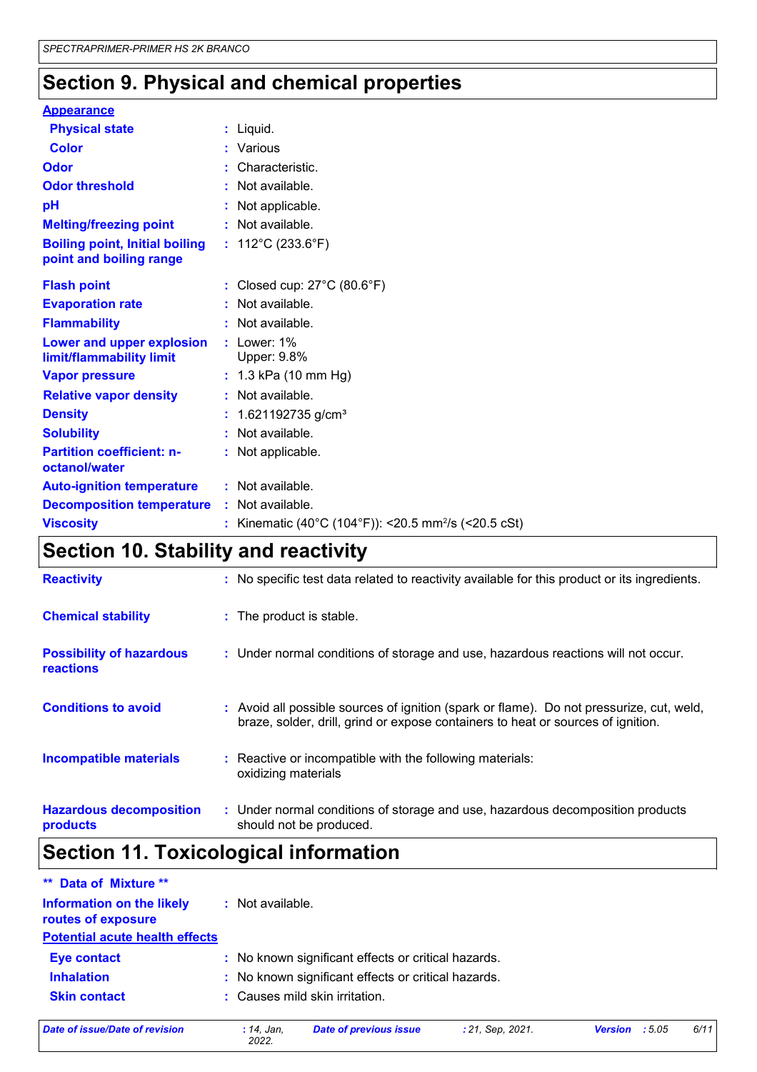## Section 9. Physical and chemical properties

**Appearance**

| | |
|---|---|
| **Physical state** | : Liquid. |
| **Color** | : Various |
| **Odor** | : Characteristic. |
| **Odor threshold** | : Not available. |
| **pH** | : Not applicable. |
| **Melting/freezing point** | : Not available. |
| **Boiling point, Initial boiling point and boiling range** | : 112°C (233.6°F) |
| **Flash point** | : Closed cup: 27°C (80.6°F) |
| **Evaporation rate** | : Not available. |
| **Flammability** | : Not available. |
| **Lower and upper explosion limit/flammability limit** | : Lower: 1%<br>Upper: 9.8% |
| **Vapor pressure** | : 1.3 kPa (10 mm Hg) |
| **Relative vapor density** | : Not available. |
| **Density** | : 1.621192735 g/cm³ |
| **Solubility** | : Not available. |
| **Partition coefficient: n-octanol/water** | : Not applicable. |
| **Auto-ignition temperature** | : Not available. |
| **Decomposition temperature** | : Not available. |
| **Viscosity** | : Kinematic (40°C (104°F)): <20.5 mm²/s (<20.5 cSt) |

## Section 10. Stability and reactivity

| | |
|---|---|
| **Reactivity** | : No specific test data related to reactivity available for this product or its ingredients. |
| **Chemical stability** | : The product is stable. |
| **Possibility of hazardous reactions** | : Under normal conditions of storage and use, hazardous reactions will not occur. |
| **Conditions to avoid** | : Avoid all possible sources of ignition (spark or flame). Do not pressurize, cut, weld, braze, solder, drill, grind or expose containers to heat or sources of ignition. |
| **Incompatible materials** | : Reactive or incompatible with the following materials:<br>oxidizing materials |
| **Hazardous decomposition products** | : Under normal conditions of storage and use, hazardous decomposition products should not be produced. |

## Section 11. Toxicological information

**\*\* Data of Mixture \*\***

| | |
|---|---|
| **Information on the likely routes of exposure** | : Not available. |

**Potential acute health effects**

| | |
|---|---|
| **Eye contact** | : No known significant effects or critical hazards. |
| **Inhalation** | : No known significant effects or critical hazards. |
| **Skin contact** | : Causes mild skin irritation. |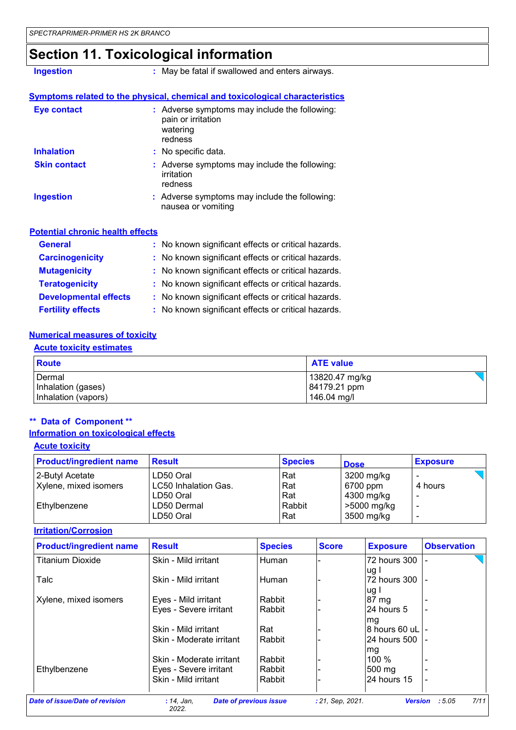# Section 11. Toxicological information

**Ingestion** : May be fatal if swallowed and enters airways.

## Symptoms related to the physical, chemical and toxicological characteristics

**Eye contact** : Adverse symptoms may include the following:
pain or irritation
watering
redness

**Inhalation** : No specific data.

**Skin contact** : Adverse symptoms may include the following:
irritation
redness

**Ingestion** : Adverse symptoms may include the following:
nausea or vomiting

## Potential chronic health effects

**General** : No known significant effects or critical hazards.

**Carcinogenicity** : No known significant effects or critical hazards.

**Mutagenicity** : No known significant effects or critical hazards.

**Teratogenicity** : No known significant effects or critical hazards.

**Developmental effects** : No known significant effects or critical hazards.

**Fertility effects** : No known significant effects or critical hazards.

## Numerical measures of toxicity

### Acute toxicity estimates

| Route | ATE value |
|---|---|
| Dermal | 13820.47 mg/kg |
| Inhalation (gases) | 84179.21 ppm |
| Inhalation (vapors) | 146.04 mg/l |

**\*\* Data of Component \*\***

## Information on toxicological effects

### Acute toxicity

| Product/ingredient name | Result | Species | Dose | Exposure |
|---|---|---|---|---|
| 2-Butyl Acetate | LD50 Oral | Rat | 3200 mg/kg | - |
| Xylene, mixed isomers | LC50 Inhalation Gas. | Rat | 6700 ppm | 4 hours |
| | LD50 Oral | Rat | 4300 mg/kg | - |
| Ethylbenzene | LD50 Dermal | Rabbit | >5000 mg/kg | - |
| | LD50 Oral | Rat | 3500 mg/kg | - |

### Irritation/Corrosion

| Product/ingredient name | Result | Species | Score | Exposure | Observation |
|---|---|---|---|---|---|
| Titanium Dioxide | Skin - Mild irritant | Human | - | 72 hours 300 ug I | - |
| Talc | Skin - Mild irritant | Human | - | 72 hours 300 ug I | - |
| Xylene, mixed isomers | Eyes - Mild irritant | Rabbit | - | 87 mg | - |
| | Eyes - Severe irritant | Rabbit | - | 24 hours 5 mg | - |
| | Skin - Mild irritant | Rat | - | 8 hours 60 uL | - |
| | Skin - Moderate irritant | Rabbit | - | 24 hours 500 mg | - |
| | Skin - Moderate irritant | Rabbit | - | 100 % | - |
| Ethylbenzene | Eyes - Severe irritant | Rabbit | - | 500 mg | - |
| | Skin - Mild irritant | Rabbit | - | 24 hours 15 | - |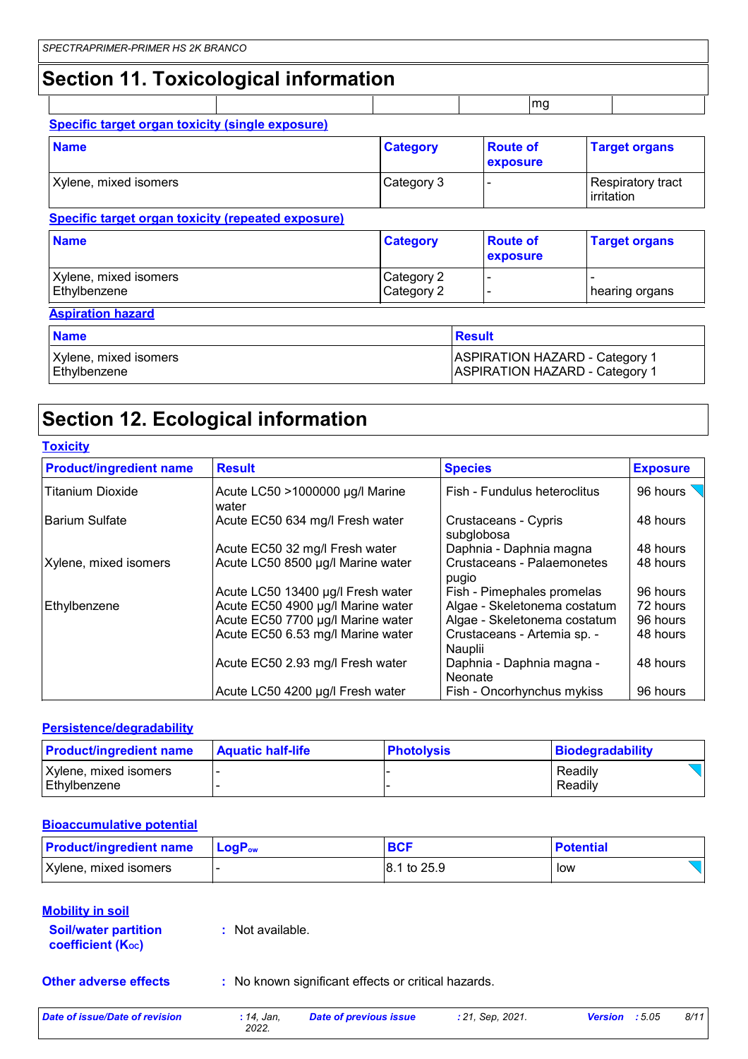## Section 11. Toxicological information

| | | | | | |
|---|---|---|---|---|---|
| | | | | mg | |

**Specific target organ toxicity (single exposure)**

| Name | Category | Route of exposure | Target organs |
|---|---|---|---|
| Xylene, mixed isomers | Category 3 | - | Respiratory tract irritation |

**Specific target organ toxicity (repeated exposure)**

| Name | Category | Route of exposure | Target organs |
|---|---|---|---|
| Xylene, mixed isomers | Category 2 | - | - |
| Ethylbenzene | Category 2 | - | hearing organs |

**Aspiration hazard**

| Name | Result |
|---|---|
| Xylene, mixed isomers | ASPIRATION HAZARD - Category 1 |
| Ethylbenzene | ASPIRATION HAZARD - Category 1 |

## Section 12. Ecological information

**Toxicity**

| Product/ingredient name | Result | Species | Exposure |
|---|---|---|---|
| Titanium Dioxide | Acute LC50 >1000000 µg/l Marine water | Fish - Fundulus heteroclitus | 96 hours |
| Barium Sulfate | Acute EC50 634 mg/l Fresh water | Crustaceans - Cypris subglobosa | 48 hours |
| | Acute EC50 32 mg/l Fresh water | Daphnia - Daphnia magna | 48 hours |
| Xylene, mixed isomers | Acute LC50 8500 µg/l Marine water | Crustaceans - Palaemonetes pugio | 48 hours |
| | Acute LC50 13400 µg/l Fresh water | Fish - Pimephales promelas | 96 hours |
| Ethylbenzene | Acute EC50 4900 µg/l Marine water | Algae - Skeletonema costatum | 72 hours |
| | Acute EC50 7700 µg/l Marine water | Algae - Skeletonema costatum | 96 hours |
| | Acute EC50 6.53 mg/l Marine water | Crustaceans - Artemia sp. - Nauplii | 48 hours |
| | Acute EC50 2.93 mg/l Fresh water | Daphnia - Daphnia magna - Neonate | 48 hours |
| | Acute LC50 4200 µg/l Fresh water | Fish - Oncorhynchus mykiss | 96 hours |

**Persistence/degradability**

| Product/ingredient name | Aquatic half-life | Photolysis | Biodegradability |
|---|---|---|---|
| Xylene, mixed isomers | - | - | Readily |
| Ethylbenzene | - | - | Readily |

**Bioaccumulative potential**

| Product/ingredient name | $LogP_{ow}$ | BCF | Potential |
|---|---|---|---|
| Xylene, mixed isomers | - | 8.1 to 25.9 | low |

**Mobility in soil**

**Soil/water partition coefficient ($K_{OC}$)** : Not available.

**Other adverse effects** : No known significant effects or critical hazards.

*Date of issue/Date of revision* : 14, Jan, 2022. *Date of previous issue* : 21, Sep, 2021. *Version* : 5.05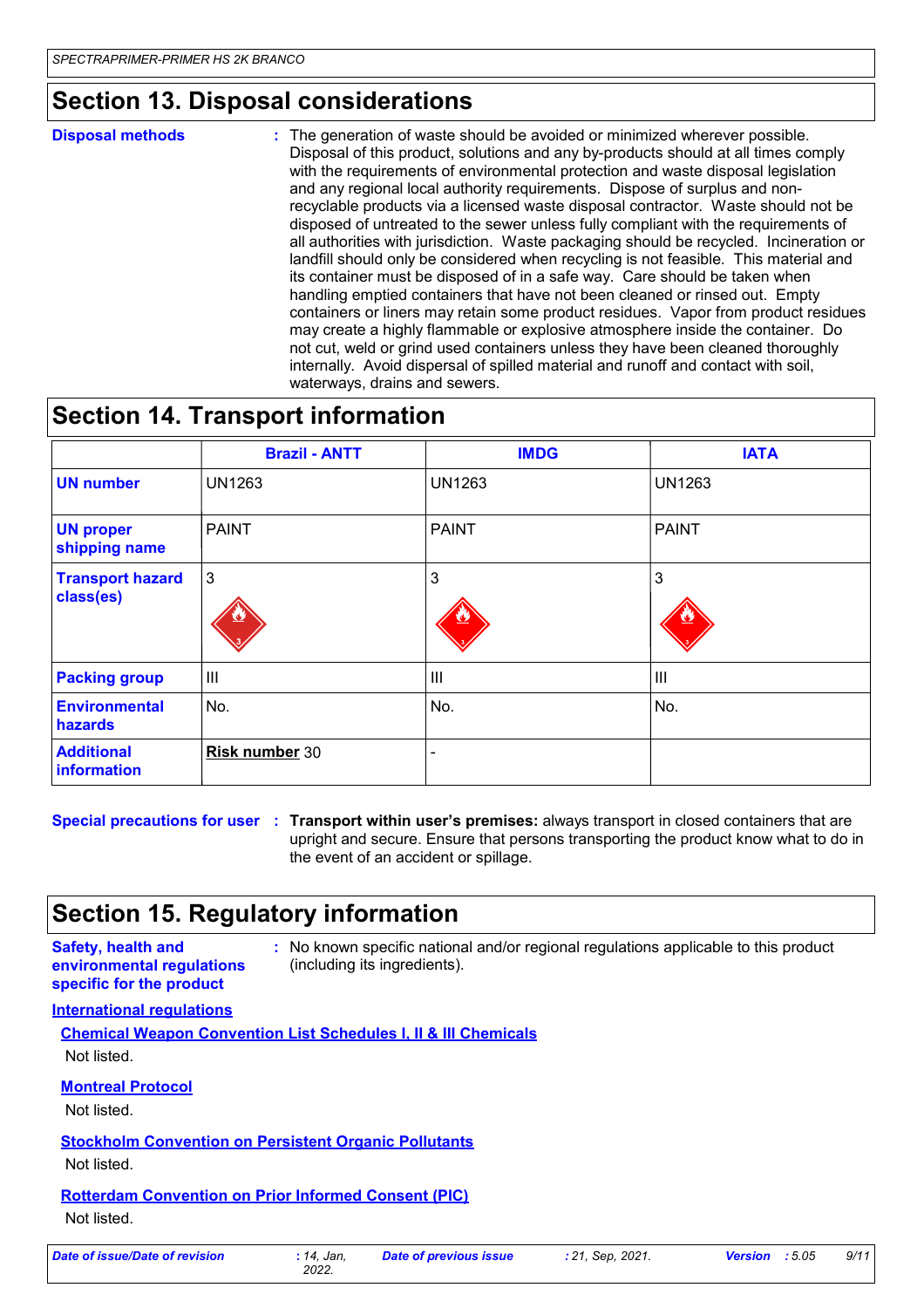## Section 13. Disposal considerations

**Disposal methods** : The generation of waste should be avoided or minimized wherever possible. Disposal of this product, solutions and any by-products should at all times comply with the requirements of environmental protection and waste disposal legislation and any regional local authority requirements. Dispose of surplus and non-recyclable products via a licensed waste disposal contractor. Waste should not be disposed of untreated to the sewer unless fully compliant with the requirements of all authorities with jurisdiction. Waste packaging should be recycled. Incineration or landfill should only be considered when recycling is not feasible. This material and its container must be disposed of in a safe way. Care should be taken when handling emptied containers that have not been cleaned or rinsed out. Empty containers or liners may retain some product residues. Vapor from product residues may create a highly flammable or explosive atmosphere inside the container. Do not cut, weld or grind used containers unless they have been cleaned thoroughly internally. Avoid dispersal of spilled material and runoff and contact with soil, waterways, drains and sewers.

## Section 14. Transport information

| | Brazil - ANTT | IMDG | IATA |
|---|---|---|---|
| UN number | UN1263 | UN1263 | UN1263 |
| UN proper shipping name | PAINT | PAINT | PAINT |
| Transport hazard class(es) | 3 | 3 | 3 |
| Packing group | III | III | III |
| Environmental hazards | No. | No. | No. |
| Additional information | **Risk number** 30 | - | |

**Special precautions for user** : **Transport within user's premises:** always transport in closed containers that are upright and secure. Ensure that persons transporting the product know what to do in the event of an accident or spillage.

## Section 15. Regulatory information

**Safety, health and environmental regulations specific for the product** : No known specific national and/or regional regulations applicable to this product (including its ingredients).

**International regulations**

**Chemical Weapon Convention List Schedules I, II & III Chemicals**

Not listed.

**Montreal Protocol**

Not listed.

**Stockholm Convention on Persistent Organic Pollutants**

Not listed.

**Rotterdam Convention on Prior Informed Consent (PIC)**

Not listed.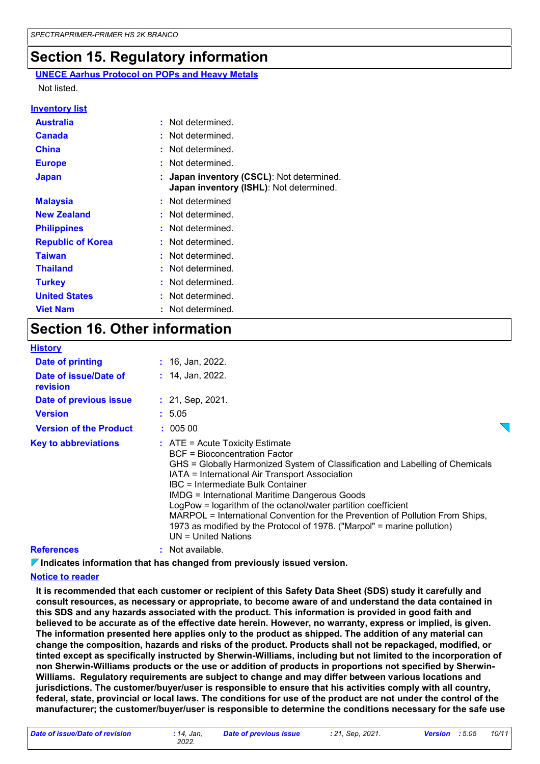## Section 15. Regulatory information

**UNECE Aarhus Protocol on POPs and Heavy Metals**

Not listed.

**Inventory list**

| | |
|---|---|
| **Australia** | : Not determined. |
| **Canada** | : Not determined. |
| **China** | : Not determined. |
| **Europe** | : Not determined. |
| **Japan** | : **Japan inventory (CSCL)**: Not determined. **Japan inventory (ISHL)**: Not determined. |
| **Malaysia** | : Not determined |
| **New Zealand** | : Not determined. |
| **Philippines** | : Not determined. |
| **Republic of Korea** | : Not determined. |
| **Taiwan** | : Not determined. |
| **Thailand** | : Not determined. |
| **Turkey** | : Not determined. |
| **United States** | : Not determined. |
| **Viet Nam** | : Not determined. |

## Section 16. Other information

**History**

| | |
|---|---|
| **Date of printing** | : 16, Jan, 2022. |
| **Date of issue/Date of revision** | : 14, Jan, 2022. |
| **Date of previous issue** | : 21, Sep, 2021. |
| **Version** | : 5.05 |
| **Version of the Product** | : 005 00 |
| **Key to abbreviations** | : ATE = Acute Toxicity Estimate<br>BCF = Bioconcentration Factor<br>GHS = Globally Harmonized System of Classification and Labelling of Chemicals<br>IATA = International Air Transport Association<br>IBC = Intermediate Bulk Container<br>IMDG = International Maritime Dangerous Goods<br>LogPow = logarithm of the octanol/water partition coefficient<br>MARPOL = International Convention for the Prevention of Pollution From Ships, 1973 as modified by the Protocol of 1978. ("Marpol" = marine pollution)<br>UN = United Nations |
| **References** | : Not available. |

**Indicates information that has changed from previously issued version.**

**Notice to reader**

**It is recommended that each customer or recipient of this Safety Data Sheet (SDS) study it carefully and consult resources, as necessary or appropriate, to become aware of and understand the data contained in this SDS and any hazards associated with the product. This information is provided in good faith and believed to be accurate as of the effective date herein. However, no warranty, express or implied, is given. The information presented here applies only to the product as shipped. The addition of any material can change the composition, hazards and risks of the product. Products shall not be repackaged, modified, or tinted except as specifically instructed by Sherwin-Williams, including but not limited to the incorporation of non Sherwin-Williams products or the use or addition of products in proportions not specified by Sherwin-Williams. Regulatory requirements are subject to change and may differ between various locations and jurisdictions. The customer/buyer/user is responsible to ensure that his activities comply with all country, federal, state, provincial or local laws. The conditions for use of the product are not under the control of the manufacturer; the customer/buyer/user is responsible to determine the conditions necessary for the safe use**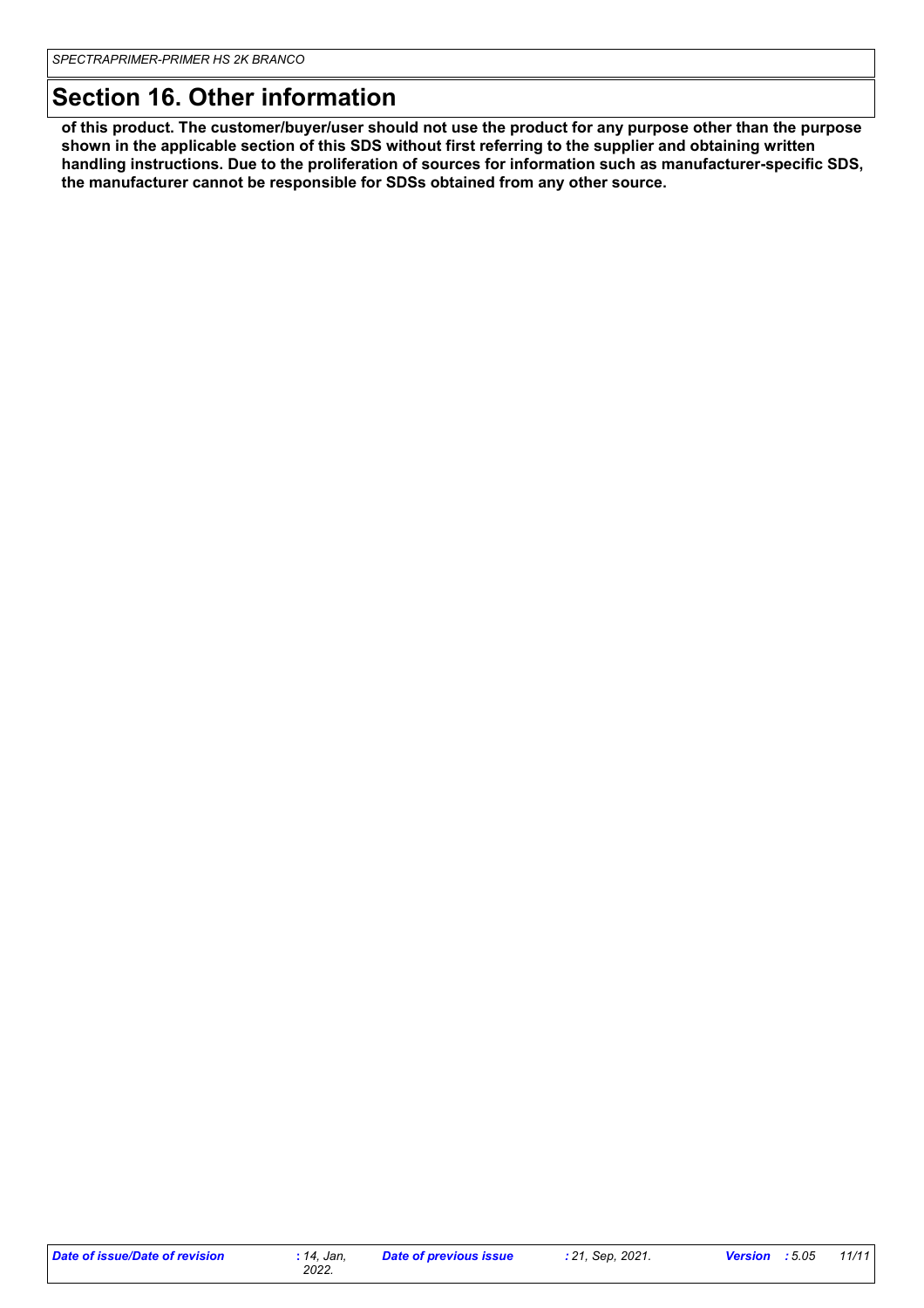## Section 16. Other information

**of this product. The customer/buyer/user should not use the product for any purpose other than the purpose shown in the applicable section of this SDS without first referring to the supplier and obtaining written handling instructions. Due to the proliferation of sources for information such as manufacturer-specific SDS, the manufacturer cannot be responsible for SDSs obtained from any other source.**